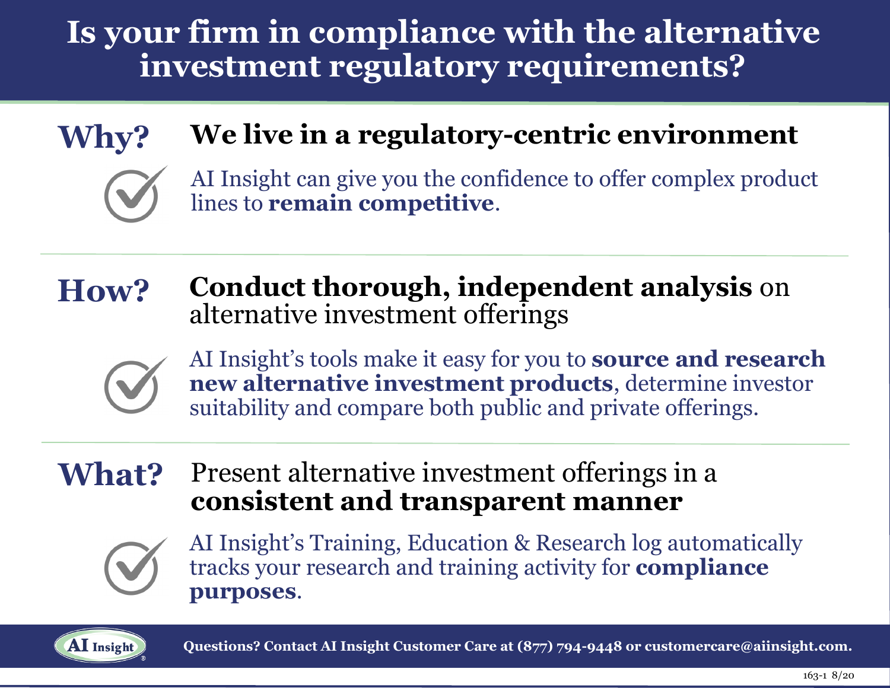# Is your firm in compliance with the alternative investment regulatory requirements?

## Why? We live in a regulatory-centric environment

AI Insight can give you the confidence to offer complex product lines to **remain competitive**.

## How? **Conduct thorough, independent analysis** on alternative investment offerings

AI Insight's tools make it easy for you to **source and research new alternative investment products**, determine investor suitability and compare both public and private offerings.

## What? Present alternative investment offerings in a **consistent and transparent manner**

AI Insight's Training, Education & Research log automatically tracks your research and training activity for **compliance purposes**.

**Questions? Contact AI Insight Customer Care at (877) 794-9448 or customercare@aiinsight.com.**

163-1 8/20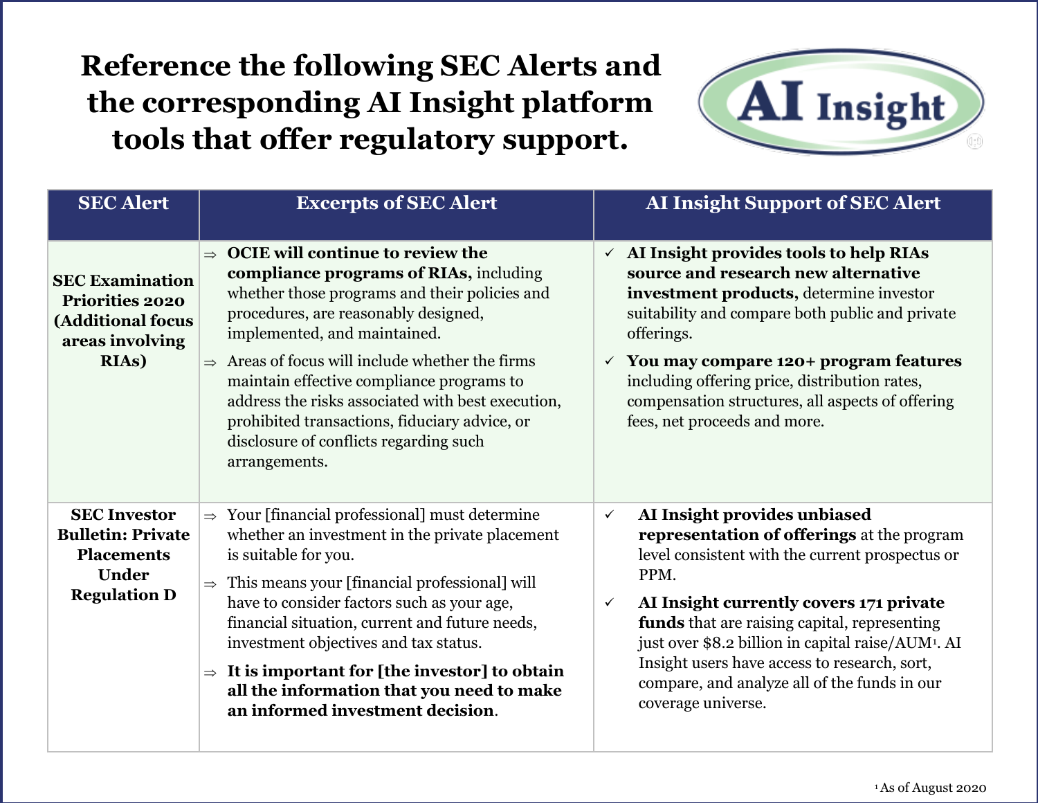# Reference the following SEC Alerts and the corresponding AI Insight platform tools that offer regulatory support.

| SEC Alert | Excerpts of SEC Alert | AI Insight Support of SEC Alert |
|---|---|---|
| **SEC Examination Priorities 2020 (Additional focus areas involving RIAs)** | ⇒ **OCIE will continue to review the compliance programs of RIAs,** including whether those programs and their policies and procedures, are reasonably designed, implemented, and maintained.<br>⇒ Areas of focus will include whether the firms maintain effective compliance programs to address the risks associated with best execution, prohibited transactions, fiduciary advice, or disclosure of conflicts regarding such arrangements. | ✓ **AI Insight provides tools to help RIAs source and research new alternative investment products,** determine investor suitability and compare both public and private offerings.<br>✓ **You may compare 120+ program features** including offering price, distribution rates, compensation structures, all aspects of offering fees, net proceeds and more. |
| **SEC Investor Bulletin: Private Placements Under Regulation D** | ⇒ Your [financial professional] must determine whether an investment in the private placement is suitable for you.<br>⇒ This means your [financial professional] will have to consider factors such as your age, financial situation, current and future needs, investment objectives and tax status.<br>⇒ **It is important for [the investor] to obtain all the information that you need to make an informed investment decision**. | ✓ **AI Insight provides unbiased representation of offerings** at the program level consistent with the current prospectus or PPM.<br>✓ **AI Insight currently covers 171 private funds** that are raising capital, representing just over $8.2 billion in capital raise/AUM[1]. AI Insight users have access to research, sort, compare, and analyze all of the funds in our coverage universe. |

[1] As of August 2020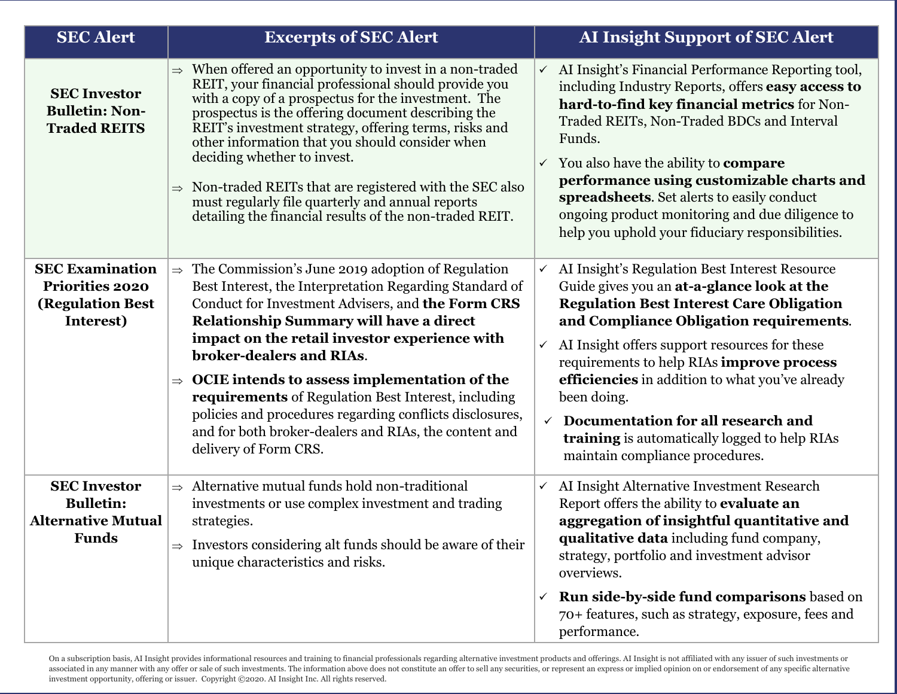| SEC Alert | Excerpts of SEC Alert | AI Insight Support of SEC Alert |
|---|---|---|
| **SEC Investor Bulletin: Non-Traded REITS** | ⇒ When offered an opportunity to invest in a non-traded REIT, your financial professional should provide you with a copy of a prospectus for the investment. The prospectus is the offering document describing the REIT's investment strategy, offering terms, risks and other information that you should consider when deciding whether to invest.<br><br>⇒ Non-traded REITs that are registered with the SEC also must regularly file quarterly and annual reports detailing the financial results of the non-traded REIT. | ✓ AI Insight's Financial Performance Reporting tool, including Industry Reports, offers **easy access to hard-to-find key financial metrics** for Non-Traded REITs, Non-Traded BDCs and Interval Funds.<br><br>✓ You also have the ability to **compare performance using customizable charts and spreadsheets**. Set alerts to easily conduct ongoing product monitoring and due diligence to help you uphold your fiduciary responsibilities. |
| **SEC Examination Priorities 2020 (Regulation Best Interest)** | ⇒ The Commission's June 2019 adoption of Regulation Best Interest, the Interpretation Regarding Standard of Conduct for Investment Advisers, and **the Form CRS Relationship Summary will have a direct impact on the retail investor experience with broker-dealers and RIAs**.<br><br>⇒ **OCIE intends to assess implementation of the requirements** of Regulation Best Interest, including policies and procedures regarding conflicts disclosures, and for both broker-dealers and RIAs, the content and delivery of Form CRS. | ✓ AI Insight's Regulation Best Interest Resource Guide gives you an **at-a-glance look at the Regulation Best Interest Care Obligation and Compliance Obligation requirements**.<br><br>✓ AI Insight offers support resources for these requirements to help RIAs **improve process efficiencies** in addition to what you've already been doing.<br><br>✓ **Documentation for all research and training** is automatically logged to help RIAs maintain compliance procedures. |
| **SEC Investor Bulletin: Alternative Mutual Funds** | ⇒ Alternative mutual funds hold non-traditional investments or use complex investment and trading strategies.<br><br>⇒ Investors considering alt funds should be aware of their unique characteristics and risks. | ✓ AI Insight Alternative Investment Research Report offers the ability to **evaluate an aggregation of insightful quantitative and qualitative data** including fund company, strategy, portfolio and investment advisor overviews.<br><br>✓ **Run side-by-side fund comparisons** based on 70+ features, such as strategy, exposure, fees and performance. |

On a subscription basis, AI Insight provides informational resources and training to financial professionals regarding alternative investment products and offerings. AI Insight is not affiliated with any issuer of such investments or associated in any manner with any offer or sale of such investments. The information above does not constitute an offer to sell any securities, or represent an express or implied opinion on or endorsement of any specific alternative investment opportunity, offering or issuer. Copyright ©2020. AI Insight Inc. All rights reserved.